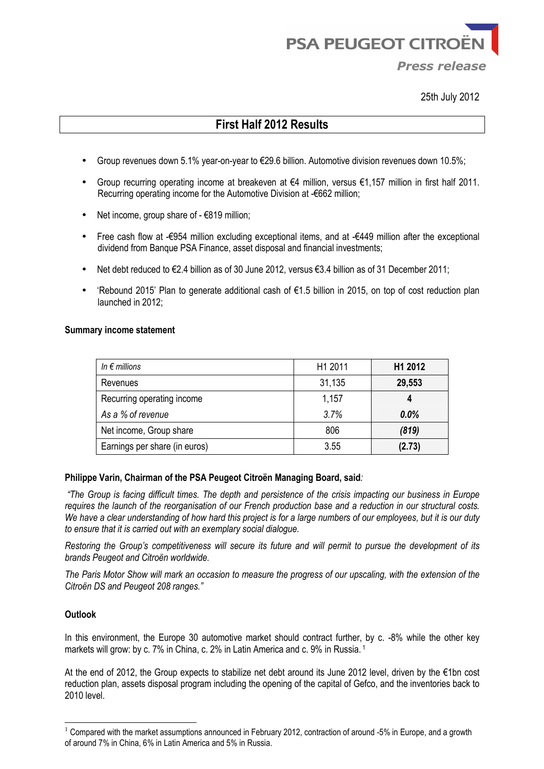PSA PEUGEOT CITROËN

*Press release*

25th July 2012

# First Half 2012 Results

- Group revenues down 5.1% year-on-year to €29.6 billion. Automotive division revenues down 10.5%;
- Group recurring operating income at breakeven at €4 million, versus €1,157 million in first half 2011. Recurring operating income for the Automotive Division at -€662 million;
- Net income, group share of - €819 million;
- Free cash flow at -€954 million excluding exceptional items, and at -€449 million after the exceptional dividend from Banque PSA Finance, asset disposal and financial investments;
- Net debt reduced to €2.4 billion as of 30 June 2012, versus €3.4 billion as of 31 December 2011;
- 'Rebound 2015' Plan to generate additional cash of €1.5 billion in 2015, on top of cost reduction plan launched in 2012;

**Summary income statement**

| *In € millions* | H1 2011 | **H1 2012** |
|---|---|---|
| Revenues | 31,135 | **29,553** |
| Recurring operating income | 1,157 | **4** |
| *As a % of revenue* | *3.7%* | ***0.0%*** |
| Net income, Group share | 806 | ***(819)*** |
| Earnings per share (in euros) | 3.55 | **(2.73)** |

**Philippe Varin, Chairman of the PSA Peugeot Citroën Managing Board, said***:*

*"The Group is facing difficult times. The depth and persistence of the crisis impacting our business in Europe requires the launch of the reorganisation of our French production base and a reduction in our structural costs. We have a clear understanding of how hard this project is for a large numbers of our employees, but it is our duty to ensure that it is carried out with an exemplary social dialogue.*

*Restoring the Group's competitiveness will secure its future and will permit to pursue the development of its brands Peugeot and Citroën worldwide.*

*The Paris Motor Show will mark an occasion to measure the progress of our upscaling, with the extension of the Citroën DS and Peugeot 208 ranges."*

**Outlook**

In this environment, the Europe 30 automotive market should contract further, by c. -8% while the other key markets will grow: by c. 7% in China, c. 2% in Latin America and c. 9% in Russia. [1]

At the end of 2012, the Group expects to stabilize net debt around its June 2012 level, driven by the €1bn cost reduction plan, assets disposal program including the opening of the capital of Gefco, and the inventories back to 2010 level.

[1] Compared with the market assumptions announced in February 2012, contraction of around -5% in Europe, and a growth of around 7% in China, 6% in Latin America and 5% in Russia.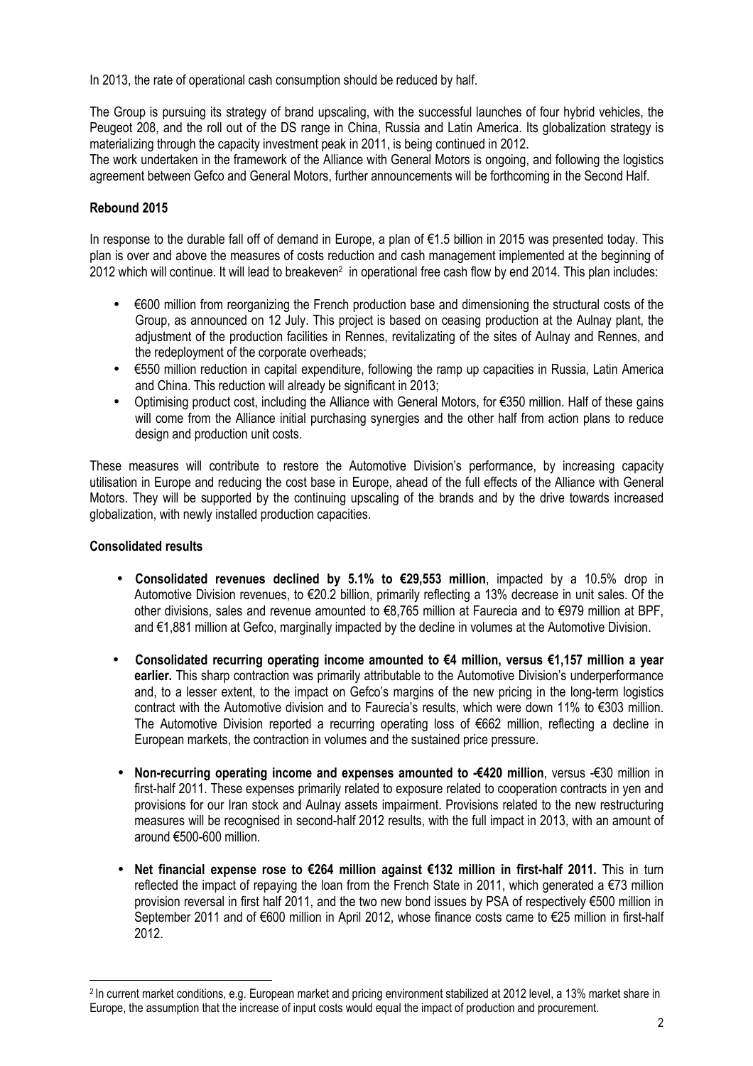In 2013, the rate of operational cash consumption should be reduced by half.

The Group is pursuing its strategy of brand upscaling, with the successful launches of four hybrid vehicles, the Peugeot 208, and the roll out of the DS range in China, Russia and Latin America. Its globalization strategy is materializing through the capacity investment peak in 2011, is being continued in 2012.

The work undertaken in the framework of the Alliance with General Motors is ongoing, and following the logistics agreement between Gefco and General Motors, further announcements will be forthcoming in the Second Half.

**Rebound 2015**

In response to the durable fall off of demand in Europe, a plan of €1.5 billion in 2015 was presented today. This plan is over and above the measures of costs reduction and cash management implemented at the beginning of 2012 which will continue. It will lead to breakeven[2] in operational free cash flow by end 2014. This plan includes:

- €600 million from reorganizing the French production base and dimensioning the structural costs of the Group, as announced on 12 July. This project is based on ceasing production at the Aulnay plant, the adjustment of the production facilities in Rennes, revitalizating of the sites of Aulnay and Rennes, and the redeployment of the corporate overheads;
- €550 million reduction in capital expenditure, following the ramp up capacities in Russia, Latin America and China. This reduction will already be significant in 2013;
- Optimising product cost, including the Alliance with General Motors, for €350 million. Half of these gains will come from the Alliance initial purchasing synergies and the other half from action plans to reduce design and production unit costs.

These measures will contribute to restore the Automotive Division's performance, by increasing capacity utilisation in Europe and reducing the cost base in Europe, ahead of the full effects of the Alliance with General Motors. They will be supported by the continuing upscaling of the brands and by the drive towards increased globalization, with newly installed production capacities.

**Consolidated results**

- **Consolidated revenues declined by 5.1% to €29,553 million**, impacted by a 10.5% drop in Automotive Division revenues, to €20.2 billion, primarily reflecting a 13% decrease in unit sales. Of the other divisions, sales and revenue amounted to €8,765 million at Faurecia and to €979 million at BPF, and €1,881 million at Gefco, marginally impacted by the decline in volumes at the Automotive Division.
- **Consolidated recurring operating income amounted to €4 million, versus €1,157 million a year earlier.** This sharp contraction was primarily attributable to the Automotive Division's underperformance and, to a lesser extent, to the impact on Gefco's margins of the new pricing in the long-term logistics contract with the Automotive division and to Faurecia's results, which were down 11% to €303 million. The Automotive Division reported a recurring operating loss of €662 million, reflecting a decline in European markets, the contraction in volumes and the sustained price pressure.
- **Non-recurring operating income and expenses amounted to -€420 million**, versus -€30 million in first-half 2011. These expenses primarily related to exposure related to cooperation contracts in yen and provisions for our Iran stock and Aulnay assets impairment. Provisions related to the new restructuring measures will be recognised in second-half 2012 results, with the full impact in 2013, with an amount of around €500-600 million.
- **Net financial expense rose to €264 million against €132 million in first-half 2011.** This in turn reflected the impact of repaying the loan from the French State in 2011, which generated a €73 million provision reversal in first half 2011, and the two new bond issues by PSA of respectively €500 million in September 2011 and of €600 million in April 2012, whose finance costs came to €25 million in first-half 2012.

[2] In current market conditions, e.g. European market and pricing environment stabilized at 2012 level, a 13% market share in Europe, the assumption that the increase of input costs would equal the impact of production and procurement.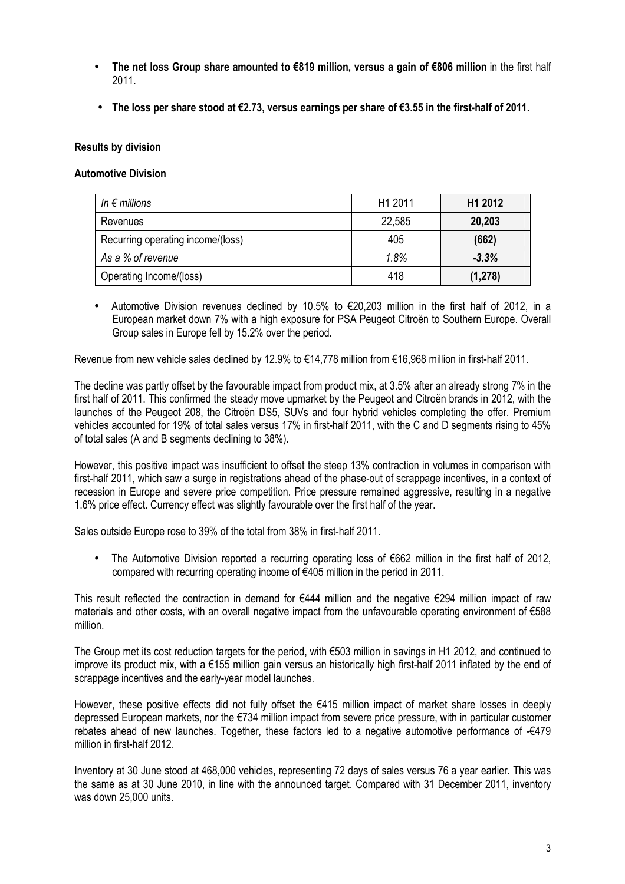- **The net loss Group share amounted to €819 million, versus a gain of €806 million** in the first half 2011.
- **The loss per share stood at €2.73, versus earnings per share of €3.55 in the first-half of 2011.**

**Results by division**

**Automotive Division**

| *In € millions* | H1 2011 | **H1 2012** |
|---|---|---|
| Revenues | 22,585 | **20,203** |
| Recurring operating income/(loss) | 405 | **(662)** |
| *As a % of revenue* | *1.8%* | ***-3.3%*** |
| Operating Income/(loss) | 418 | **(1,278)** |

- Automotive Division revenues declined by 10.5% to €20,203 million in the first half of 2012, in a European market down 7% with a high exposure for PSA Peugeot Citroën to Southern Europe. Overall Group sales in Europe fell by 15.2% over the period.

Revenue from new vehicle sales declined by 12.9% to €14,778 million from €16,968 million in first-half 2011.

The decline was partly offset by the favourable impact from product mix, at 3.5% after an already strong 7% in the first half of 2011. This confirmed the steady move upmarket by the Peugeot and Citroën brands in 2012, with the launches of the Peugeot 208, the Citroën DS5, SUVs and four hybrid vehicles completing the offer. Premium vehicles accounted for 19% of total sales versus 17% in first-half 2011, with the C and D segments rising to 45% of total sales (A and B segments declining to 38%).

However, this positive impact was insufficient to offset the steep 13% contraction in volumes in comparison with first-half 2011, which saw a surge in registrations ahead of the phase-out of scrappage incentives, in a context of recession in Europe and severe price competition. Price pressure remained aggressive, resulting in a negative 1.6% price effect. Currency effect was slightly favourable over the first half of the year.

Sales outside Europe rose to 39% of the total from 38% in first-half 2011.

- The Automotive Division reported a recurring operating loss of €662 million in the first half of 2012, compared with recurring operating income of €405 million in the period in 2011.

This result reflected the contraction in demand for €444 million and the negative €294 million impact of raw materials and other costs, with an overall negative impact from the unfavourable operating environment of €588 million.

The Group met its cost reduction targets for the period, with €503 million in savings in H1 2012, and continued to improve its product mix, with a €155 million gain versus an historically high first-half 2011 inflated by the end of scrappage incentives and the early-year model launches.

However, these positive effects did not fully offset the €415 million impact of market share losses in deeply depressed European markets, nor the €734 million impact from severe price pressure, with in particular customer rebates ahead of new launches. Together, these factors led to a negative automotive performance of -€479 million in first-half 2012.

Inventory at 30 June stood at 468,000 vehicles, representing 72 days of sales versus 76 a year earlier. This was the same as at 30 June 2010, in line with the announced target. Compared with 31 December 2011, inventory was down 25,000 units.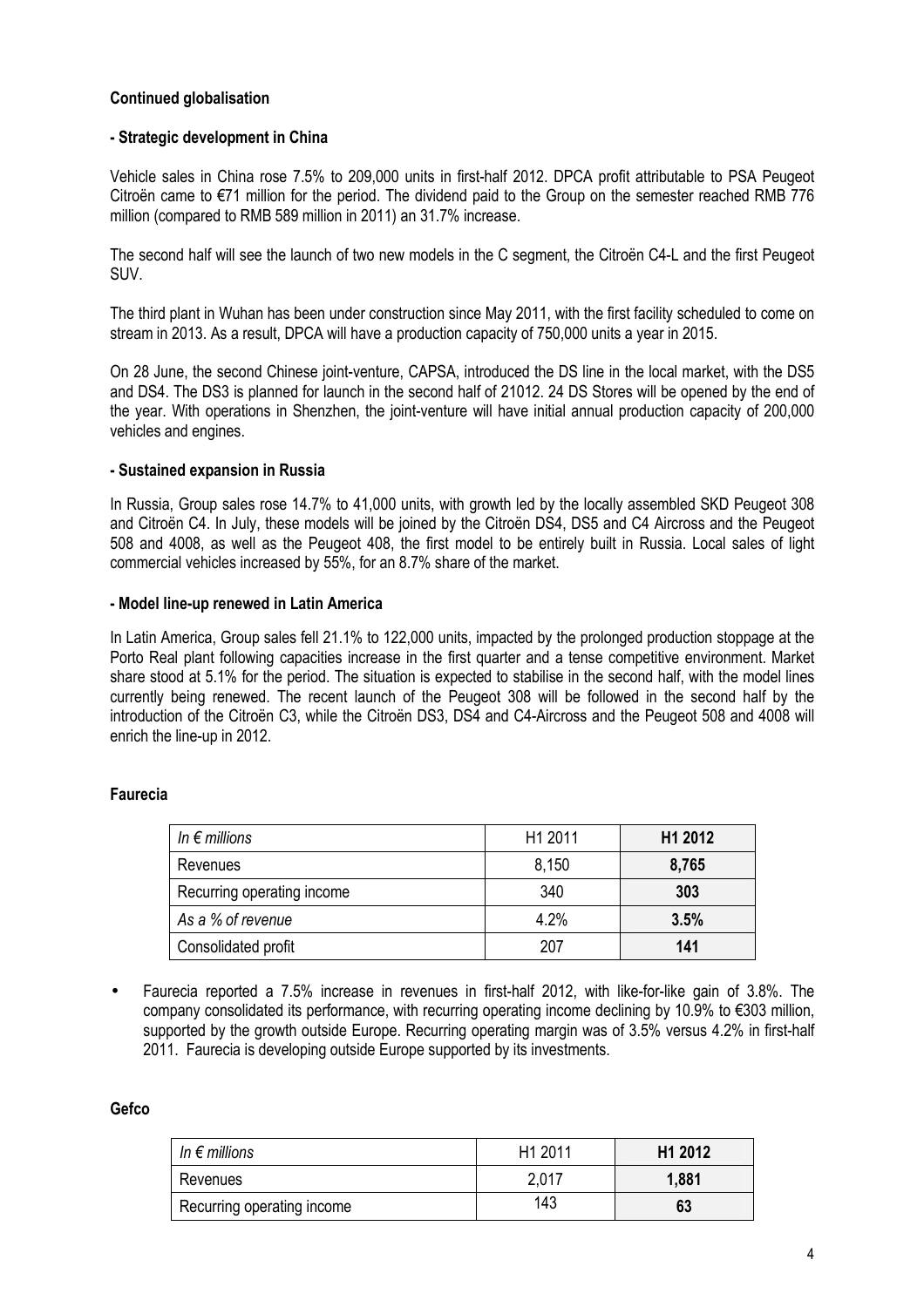**Continued globalisation**

**- Strategic development in China**

Vehicle sales in China rose 7.5% to 209,000 units in first-half 2012. DPCA profit attributable to PSA Peugeot Citroën came to €71 million for the period. The dividend paid to the Group on the semester reached RMB 776 million (compared to RMB 589 million in 2011) an 31.7% increase.

The second half will see the launch of two new models in the C segment, the Citroën C4-L and the first Peugeot SUV.

The third plant in Wuhan has been under construction since May 2011, with the first facility scheduled to come on stream in 2013. As a result, DPCA will have a production capacity of 750,000 units a year in 2015.

On 28 June, the second Chinese joint-venture, CAPSA, introduced the DS line in the local market, with the DS5 and DS4. The DS3 is planned for launch in the second half of 21012. 24 DS Stores will be opened by the end of the year. With operations in Shenzhen, the joint-venture will have initial annual production capacity of 200,000 vehicles and engines.

**- Sustained expansion in Russia**

In Russia, Group sales rose 14.7% to 41,000 units, with growth led by the locally assembled SKD Peugeot 308 and Citroën C4. In July, these models will be joined by the Citroën DS4, DS5 and C4 Aircross and the Peugeot 508 and 4008, as well as the Peugeot 408, the first model to be entirely built in Russia. Local sales of light commercial vehicles increased by 55%, for an 8.7% share of the market.

**- Model line-up renewed in Latin America**

In Latin America, Group sales fell 21.1% to 122,000 units, impacted by the prolonged production stoppage at the Porto Real plant following capacities increase in the first quarter and a tense competitive environment. Market share stood at 5.1% for the period. The situation is expected to stabilise in the second half, with the model lines currently being renewed. The recent launch of the Peugeot 308 will be followed in the second half by the introduction of the Citroën C3, while the Citroën DS3, DS4 and C4-Aircross and the Peugeot 508 and 4008 will enrich the line-up in 2012.

## Faurecia

| *In € millions* | H1 2011 | **H1 2012** |
|---|---|---|
| Revenues | 8,150 | **8,765** |
| Recurring operating income | 340 | **303** |
| *As a % of revenue* | 4.2% | **3.5%** |
| Consolidated profit | 207 | **141** |

- Faurecia reported a 7.5% increase in revenues in first-half 2012, with like-for-like gain of 3.8%. The company consolidated its performance, with recurring operating income declining by 10.9% to €303 million, supported by the growth outside Europe. Recurring operating margin was of 3.5% versus 4.2% in first-half 2011. Faurecia is developing outside Europe supported by its investments.

## Gefco

| *In € millions* | H1 2011 | **H1 2012** |
|---|---|---|
| Revenues | 2,017 | **1,881** |
| Recurring operating income | 143 | **63** |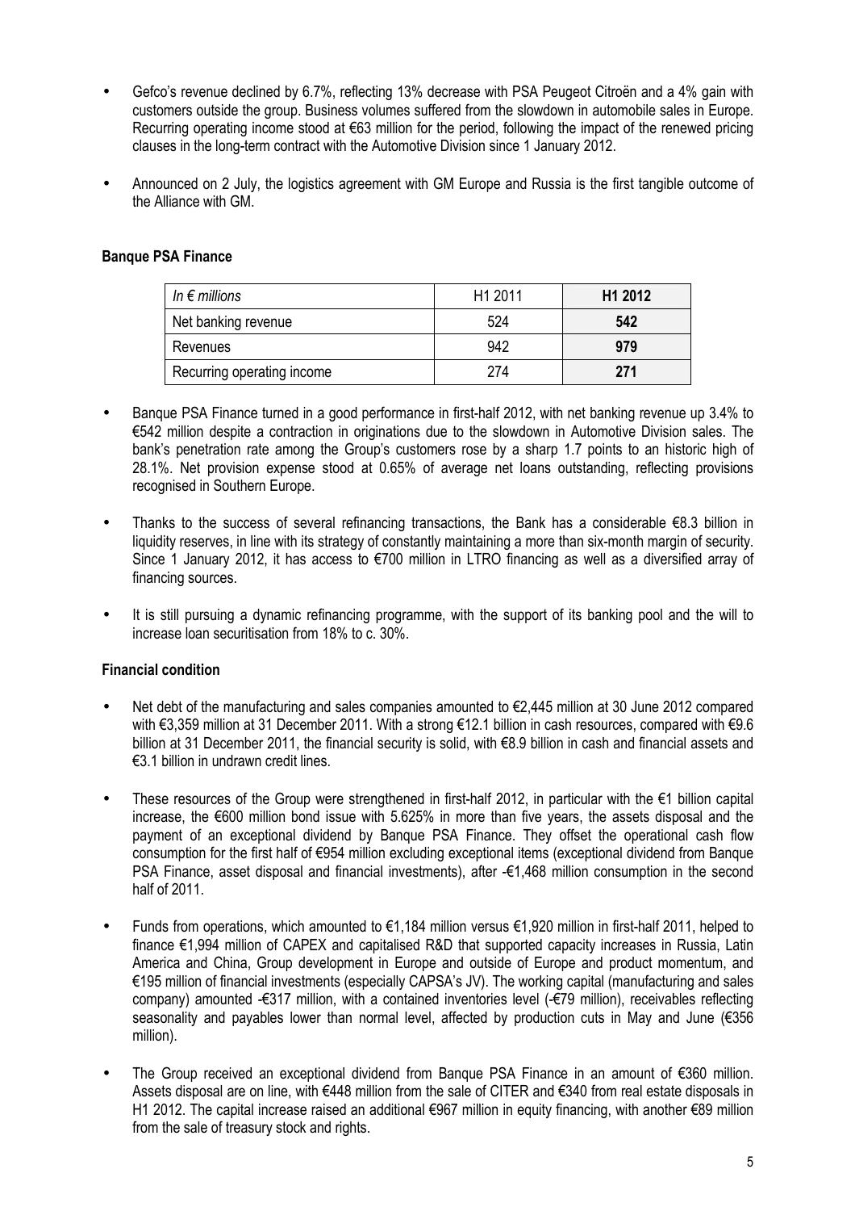- Gefco's revenue declined by 6.7%, reflecting 13% decrease with PSA Peugeot Citroën and a 4% gain with customers outside the group. Business volumes suffered from the slowdown in automobile sales in Europe. Recurring operating income stood at €63 million for the period, following the impact of the renewed pricing clauses in the long-term contract with the Automotive Division since 1 January 2012.
- Announced on 2 July, the logistics agreement with GM Europe and Russia is the first tangible outcome of the Alliance with GM.

**Banque PSA Finance**

| *In € millions* | H1 2011 | **H1 2012** |
|---|---|---|
| Net banking revenue | 524 | **542** |
| Revenues | 942 | **979** |
| Recurring operating income | 274 | **271** |

- Banque PSA Finance turned in a good performance in first-half 2012, with net banking revenue up 3.4% to €542 million despite a contraction in originations due to the slowdown in Automotive Division sales. The bank's penetration rate among the Group's customers rose by a sharp 1.7 points to an historic high of 28.1%. Net provision expense stood at 0.65% of average net loans outstanding, reflecting provisions recognised in Southern Europe.
- Thanks to the success of several refinancing transactions, the Bank has a considerable €8.3 billion in liquidity reserves, in line with its strategy of constantly maintaining a more than six-month margin of security. Since 1 January 2012, it has access to €700 million in LTRO financing as well as a diversified array of financing sources.
- It is still pursuing a dynamic refinancing programme, with the support of its banking pool and the will to increase loan securitisation from 18% to c. 30%.

**Financial condition**

- Net debt of the manufacturing and sales companies amounted to €2,445 million at 30 June 2012 compared with €3,359 million at 31 December 2011. With a strong €12.1 billion in cash resources, compared with €9.6 billion at 31 December 2011, the financial security is solid, with €8.9 billion in cash and financial assets and €3.1 billion in undrawn credit lines.
- These resources of the Group were strengthened in first-half 2012, in particular with the €1 billion capital increase, the €600 million bond issue with 5.625% in more than five years, the assets disposal and the payment of an exceptional dividend by Banque PSA Finance. They offset the operational cash flow consumption for the first half of €954 million excluding exceptional items (exceptional dividend from Banque PSA Finance, asset disposal and financial investments), after -€1,468 million consumption in the second half of 2011.
- Funds from operations, which amounted to €1,184 million versus €1,920 million in first-half 2011, helped to finance €1,994 million of CAPEX and capitalised R&D that supported capacity increases in Russia, Latin America and China, Group development in Europe and outside of Europe and product momentum, and €195 million of financial investments (especially CAPSA's JV). The working capital (manufacturing and sales company) amounted -€317 million, with a contained inventories level (-€79 million), receivables reflecting seasonality and payables lower than normal level, affected by production cuts in May and June (€356 million).
- The Group received an exceptional dividend from Banque PSA Finance in an amount of €360 million. Assets disposal are on line, with €448 million from the sale of CITER and €340 from real estate disposals in H1 2012. The capital increase raised an additional €967 million in equity financing, with another €89 million from the sale of treasury stock and rights.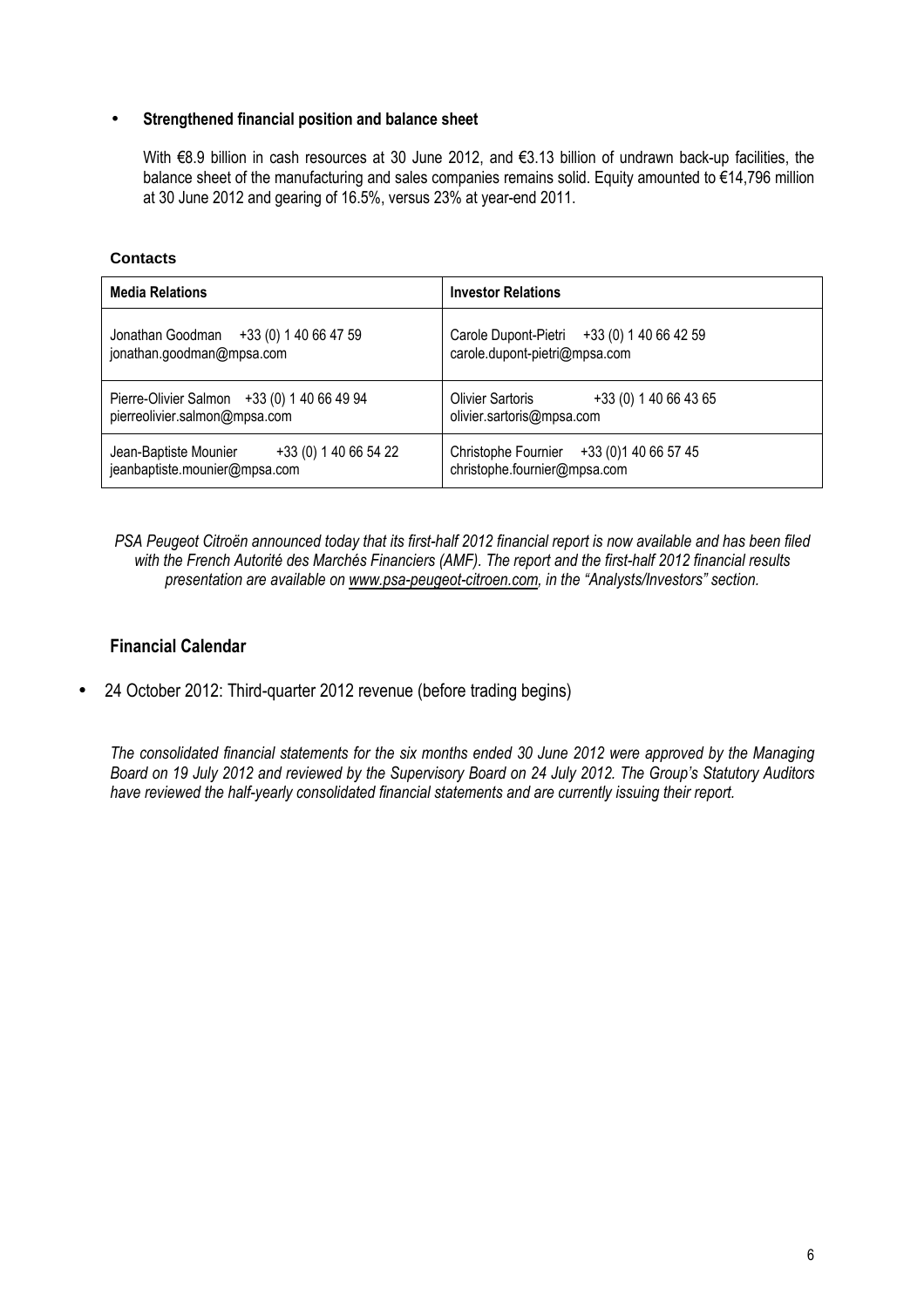- **Strengthened financial position and balance sheet**

  With €8.9 billion in cash resources at 30 June 2012, and €3.13 billion of undrawn back-up facilities, the balance sheet of the manufacturing and sales companies remains solid. Equity amounted to €14,796 million at 30 June 2012 and gearing of 16.5%, versus 23% at year-end 2011.

**Contacts**

| Media Relations | Investor Relations |
|---|---|
| Jonathan Goodman +33 (0) 1 40 66 47 59<br>jonathan.goodman@mpsa.com | Carole Dupont-Pietri +33 (0) 1 40 66 42 59<br>carole.dupont-pietri@mpsa.com |
| Pierre-Olivier Salmon +33 (0) 1 40 66 49 94<br>pierreolivier.salmon@mpsa.com | Olivier Sartoris +33 (0) 1 40 66 43 65<br>olivier.sartoris@mpsa.com |
| Jean-Baptiste Mounier +33 (0) 1 40 66 54 22<br>jeanbaptiste.mounier@mpsa.com | Christophe Fournier +33 (0)1 40 66 57 45<br>christophe.fournier@mpsa.com |

*PSA Peugeot Citroën announced today that its first-half 2012 financial report is now available and has been filed with the French Autorité des Marchés Financiers (AMF). The report and the first-half 2012 financial results presentation are available on www.psa-peugeot-citroen.com, in the "Analysts/Investors" section.*

## Financial Calendar

- 24 October 2012: Third-quarter 2012 revenue (before trading begins)

*The consolidated financial statements for the six months ended 30 June 2012 were approved by the Managing Board on 19 July 2012 and reviewed by the Supervisory Board on 24 July 2012. The Group's Statutory Auditors have reviewed the half-yearly consolidated financial statements and are currently issuing their report.*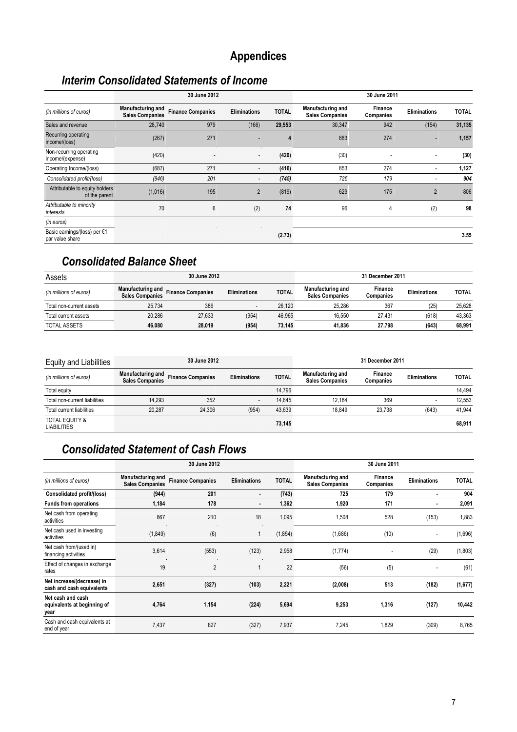# Appendices

## *Interim Consolidated Statements of Income*

| | 30 June 2012 | | | | 30 June 2011 | | | |
|---|---|---|---|---|---|---|---|---|
| *(in millions of euros)* | **Manufacturing and Sales Companies** | **Finance Companies** | **Eliminations** | **TOTAL** | **Manufacturing and Sales Companies** | **Finance Companies** | **Eliminations** | **TOTAL** |
| Sales and revenue | 28,740 | 979 | (166) | **29,553** | 30,347 | 942 | (154) | **31,135** |
| Recurring operating income/(loss) | (267) | 271 | - | **4** | 883 | 274 | - | **1,157** |
| Non-recurring operating income/(expense) | (420) | - | - | **(420)** | (30) | - | - | **(30)** |
| Operating Income/(loss) | (687) | 271 | - | **(416)** | 853 | 274 | - | **1,127** |
| *Consolidated profit/(loss)* | *(946)* | *201* | - | ***(745)*** | *725* | *179* | - | ***904*** |
| Attributable to equity holders of the parent | (1,016) | 195 | 2 | (819) | 629 | 175 | 2 | 806 |
| *Attributable to minority interests* | 70 | 6 | (2) | **74** | 96 | 4 | (2) | **98** |
| *(in euros)* | | | | | | | | |
| Basic earnings/(loss) per €1 par value share | | | | **(2.73)** | | | | **3.55** |

## *Consolidated Balance Sheet*

| Assets | 30 June 2012 | | | | 31 December 2011 | | | |
|---|---|---|---|---|---|---|---|---|
| *(in millions of euros)* | **Manufacturing and Sales Companies** | **Finance Companies** | **Eliminations** | **TOTAL** | **Manufacturing and Sales Companies** | **Finance Companies** | **Eliminations** | **TOTAL** |
| Total non-current assets | 25,734 | 386 | - | 26,120 | 25,286 | 367 | (25) | 25,628 |
| Total current assets | 20,286 | 27,633 | (954) | 46,965 | 16,550 | 27,431 | (618) | 43,363 |
| TOTAL ASSETS | **46,080** | **28,019** | **(954)** | **73,145** | **41,836** | **27,798** | **(643)** | **68,991** |

| Equity and Liabilities | 30 June 2012 | | | | 31 December 2011 | | | |
|---|---|---|---|---|---|---|---|---|
| *(in millions of euros)* | **Manufacturing and Sales Companies** | **Finance Companies** | **Eliminations** | **TOTAL** | **Manufacturing and Sales Companies** | **Finance Companies** | **Eliminations** | **TOTAL** |
| Total equity | | | | 14,796 | | | | 14,494 |
| Total non-current liabilities | 14,293 | 352 | - | 14,645 | 12,184 | 369 | - | 12,553 |
| Total current liabilities | 20,287 | 24,306 | (954) | 43,639 | 18,849 | 23,738 | (643) | 41,944 |
| TOTAL EQUITY & LIABILITIES | | | | **73,145** | | | | **68,911** |

## *Consolidated Statement of Cash Flows*

| | 30 June 2012 | | | | 30 June 2011 | | | |
|---|---|---|---|---|---|---|---|---|
| *(in millions of euros)* | **Manufacturing and Sales Companies** | **Finance Companies** | **Eliminations** | **TOTAL** | **Manufacturing and Sales Companies** | **Finance Companies** | **Eliminations** | **TOTAL** |
| **Consolidated profit/(loss)** | **(944)** | **201** | **-** | **(743)** | **725** | **179** | **-** | **904** |
| **Funds from operations** | **1,184** | **178** | **-** | **1,362** | **1,920** | **171** | **-** | **2,091** |
| Net cash from operating activities | 867 | 210 | 18 | 1,095 | 1,508 | 528 | (153) | 1,883 |
| Net cash used in investing activities | (1,849) | (6) | 1 | (1,854) | (1,686) | (10) | - | (1,696) |
| Net cash from/(used in) financing activities | 3,614 | (553) | (123) | 2,958 | (1,774) | - | (29) | (1,803) |
| Effect of changes in exchange rates | 19 | 2 | 1 | 22 | (56) | (5) | - | (61) |
| **Net increase/(decrease) in cash and cash equivalents** | **2,651** | **(327)** | **(103)** | **2,221** | **(2,008)** | **513** | **(182)** | **(1,677)** |
| **Net cash and cash equivalents at beginning of year** | **4,764** | **1,154** | **(224)** | **5,694** | **9,253** | **1,316** | **(127)** | **10,442** |
| Cash and cash equivalents at end of year | 7,437 | 827 | (327) | 7,937 | 7,245 | 1,829 | (309) | 8,765 |